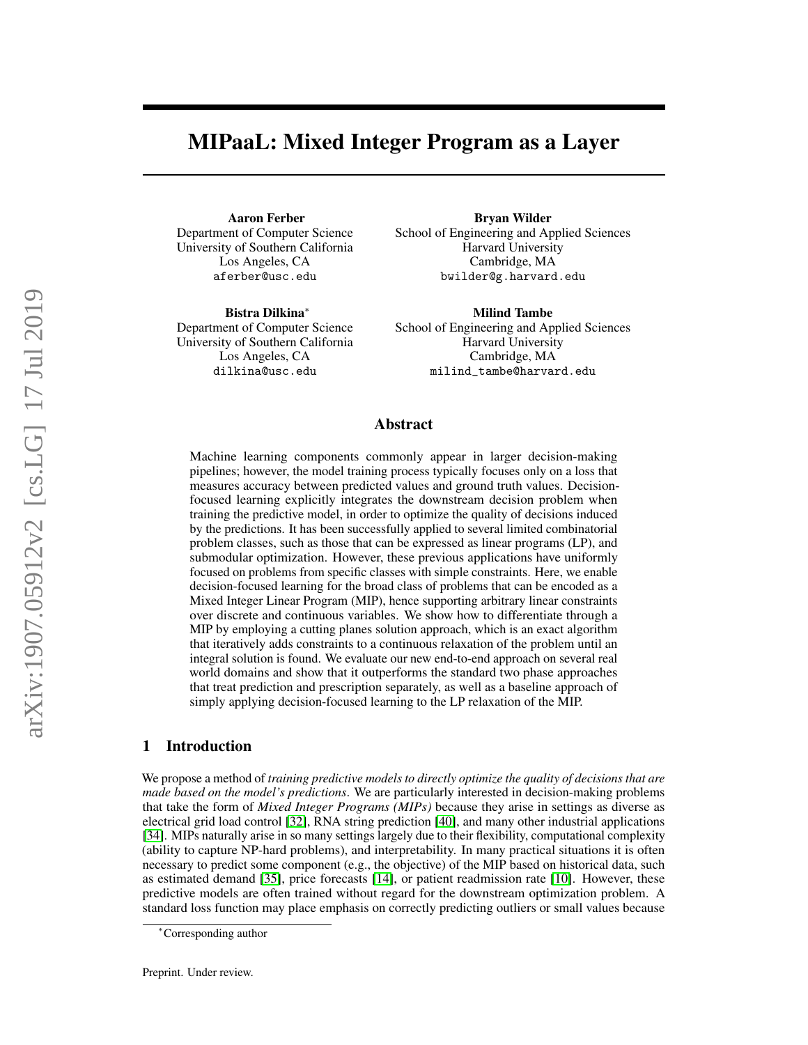# MIPaaL: Mixed Integer Program as a Layer

**Aaron Ferber**
Department of Computer Science
University of Southern California
Los Angeles, CA
`aferber@usc.edu`

**Bryan Wilder**
School of Engineering and Applied Sciences
Harvard University
Cambridge, MA
`bwilder@g.harvard.edu`

**Bistra Dilkina**[*]
Department of Computer Science
University of Southern California
Los Angeles, CA
`dilkina@usc.edu`

**Milind Tambe**
School of Engineering and Applied Sciences
Harvard University
Cambridge, MA
`milind_tambe@harvard.edu`

## Abstract

Machine learning components commonly appear in larger decision-making pipelines; however, the model training process typically focuses only on a loss that measures accuracy between predicted values and ground truth values. Decision-focused learning explicitly integrates the downstream decision problem when training the predictive model, in order to optimize the quality of decisions induced by the predictions. It has been successfully applied to several limited combinatorial problem classes, such as those that can be expressed as linear programs (LP), and submodular optimization. However, these previous applications have uniformly focused on problems from specific classes with simple constraints. Here, we enable decision-focused learning for the broad class of problems that can be encoded as a Mixed Integer Linear Program (MIP), hence supporting arbitrary linear constraints over discrete and continuous variables. We show how to differentiate through a MIP by employing a cutting planes solution approach, which is an exact algorithm that iteratively adds constraints to a continuous relaxation of the problem until an integral solution is found. We evaluate our new end-to-end approach on several real world domains and show that it outperforms the standard two phase approaches that treat prediction and prescription separately, as well as a baseline approach of simply applying decision-focused learning to the LP relaxation of the MIP.

## 1 Introduction

We propose a method of *training predictive models to directly optimize the quality of decisions that are made based on the model's predictions*. We are particularly interested in decision-making problems that take the form of *Mixed Integer Programs (MIPs)* because they arise in settings as diverse as electrical grid load control [32], RNA string prediction [40], and many other industrial applications [34]. MIPs naturally arise in so many settings largely due to their flexibility, computational complexity (ability to capture NP-hard problems), and interpretability. In many practical situations it is often necessary to predict some component (e.g., the objective) of the MIP based on historical data, such as estimated demand [35], price forecasts [14], or patient readmission rate [10]. However, these predictive models are often trained without regard for the downstream optimization problem. A standard loss function may place emphasis on correctly predicting outliers or small values because

[*]Corresponding author

Preprint. Under review.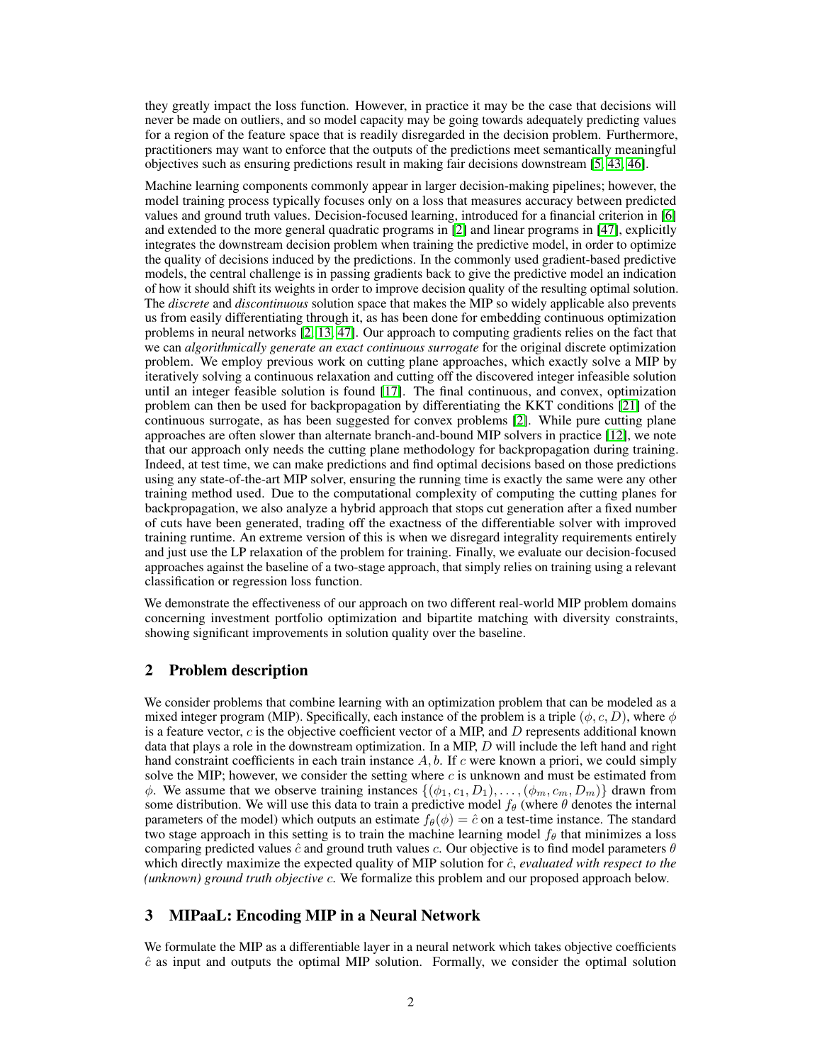they greatly impact the loss function. However, in practice it may be the case that decisions will never be made on outliers, and so model capacity may be going towards adequately predicting values for a region of the feature space that is readily disregarded in the decision problem. Furthermore, practitioners may want to enforce that the outputs of the predictions meet semantically meaningful objectives such as ensuring predictions result in making fair decisions downstream [5, 43, 46].

Machine learning components commonly appear in larger decision-making pipelines; however, the model training process typically focuses only on a loss that measures accuracy between predicted values and ground truth values. Decision-focused learning, introduced for a financial criterion in [6] and extended to the more general quadratic programs in [2] and linear programs in [47], explicitly integrates the downstream decision problem when training the predictive model, in order to optimize the quality of decisions induced by the predictions. In the commonly used gradient-based predictive models, the central challenge is in passing gradients back to give the predictive model an indication of how it should shift its weights in order to improve decision quality of the resulting optimal solution. The *discrete* and *discontinuous* solution space that makes the MIP so widely applicable also prevents us from easily differentiating through it, as has been done for embedding continuous optimization problems in neural networks [2, 13, 47]. Our approach to computing gradients relies on the fact that we can *algorithmically generate an exact continuous surrogate* for the original discrete optimization problem. We employ previous work on cutting plane approaches, which exactly solve a MIP by iteratively solving a continuous relaxation and cutting off the discovered integer infeasible solution until an integer feasible solution is found [17]. The final continuous, and convex, optimization problem can then be used for backpropagation by differentiating the KKT conditions [21] of the continuous surrogate, as has been suggested for convex problems [2]. While pure cutting plane approaches are often slower than alternate branch-and-bound MIP solvers in practice [12], we note that our approach only needs the cutting plane methodology for backpropagation during training. Indeed, at test time, we can make predictions and find optimal decisions based on those predictions using any state-of-the-art MIP solver, ensuring the running time is exactly the same were any other training method used. Due to the computational complexity of computing the cutting planes for backpropagation, we also analyze a hybrid approach that stops cut generation after a fixed number of cuts have been generated, trading off the exactness of the differentiable solver with improved training runtime. An extreme version of this is when we disregard integrality requirements entirely and just use the LP relaxation of the problem for training. Finally, we evaluate our decision-focused approaches against the baseline of a two-stage approach, that simply relies on training using a relevant classification or regression loss function.

We demonstrate the effectiveness of our approach on two different real-world MIP problem domains concerning investment portfolio optimization and bipartite matching with diversity constraints, showing significant improvements in solution quality over the baseline.

## 2 Problem description

We consider problems that combine learning with an optimization problem that can be modeled as a mixed integer program (MIP). Specifically, each instance of the problem is a triple $(\phi, c, D)$, where $\phi$ is a feature vector, $c$ is the objective coefficient vector of a MIP, and $D$ represents additional known data that plays a role in the downstream optimization. In a MIP, $D$ will include the left hand and right hand constraint coefficients in each train instance $A, b$. If $c$ were known a priori, we could simply solve the MIP; however, we consider the setting where $c$ is unknown and must be estimated from $\phi$. We assume that we observe training instances $\{(\phi_1, c_1, D_1), \dots, (\phi_m, c_m, D_m)\}$ drawn from some distribution. We will use this data to train a predictive model $f_\theta$ (where $\theta$ denotes the internal parameters of the model) which outputs an estimate $f_\theta(\phi) = \hat{c}$ on a test-time instance. The standard two stage approach in this setting is to train the machine learning model $f_\theta$ that minimizes a loss comparing predicted values $\hat{c}$ and ground truth values $c$. Our objective is to find model parameters $\theta$ which directly maximize the expected quality of MIP solution for $\hat{c}$, *evaluated with respect to the (unknown) ground truth objective* $c$. We formalize this problem and our proposed approach below.

## 3 MIPaaL: Encoding MIP in a Neural Network

We formulate the MIP as a differentiable layer in a neural network which takes objective coefficients $\hat{c}$ as input and outputs the optimal MIP solution. Formally, we consider the optimal solution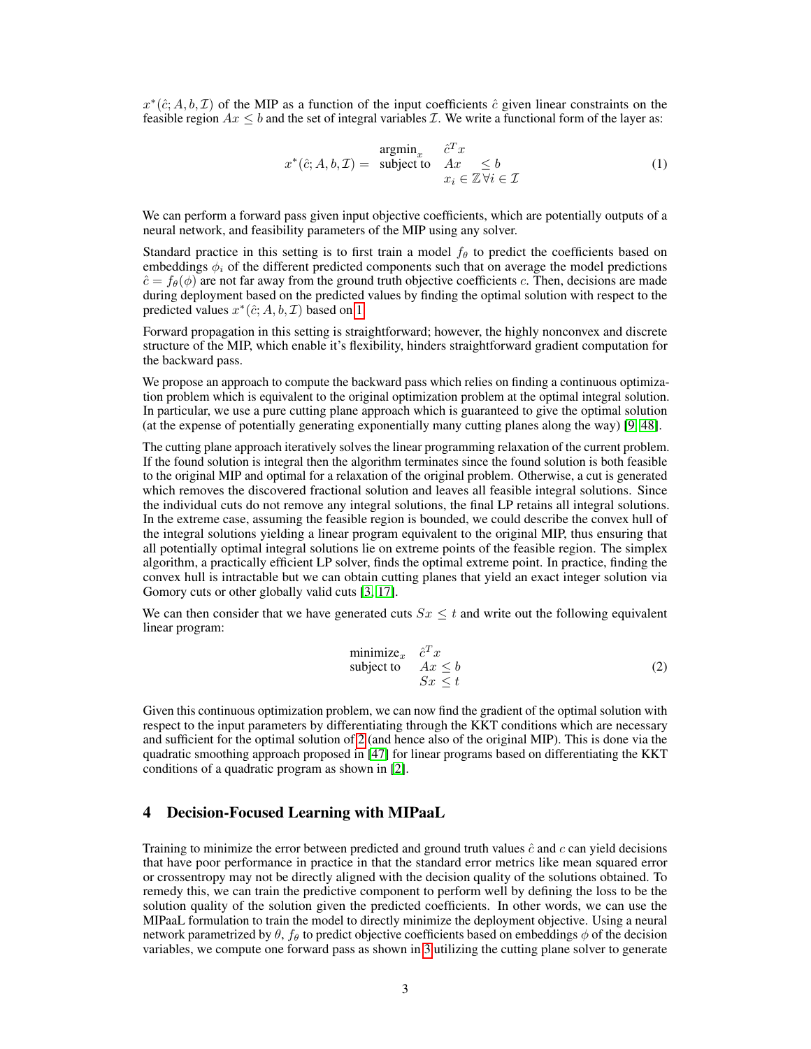$x^*(\hat{c}; A, b, \mathcal{I})$ of the MIP as a function of the input coefficients $\hat{c}$ given linear constraints on the feasible region $Ax \leq b$ and the set of integral variables $\mathcal{I}$. We write a functional form of the layer as:

$$
x^*(\hat{c}; A, b, \mathcal{I}) = \begin{array}{ll} \text{argmin}_x & \hat{c}^T x \\ \text{subject to} & Ax \quad \leq b \\ & x_i \in \mathbb{Z} \, \forall i \in \mathcal{I} \end{array} \tag{1}
$$

We can perform a forward pass given input objective coefficients, which are potentially outputs of a neural network, and feasibility parameters of the MIP using any solver.

Standard practice in this setting is to first train a model $f_\theta$ to predict the coefficients based on embeddings $\phi_i$ of the different predicted components such that on average the model predictions $\hat{c} = f_\theta(\phi)$ are not far away from the ground truth objective coefficients $c$. Then, decisions are made during deployment based on the predicted values by finding the optimal solution with respect to the predicted values $x^*(\hat{c}; A, b, \mathcal{I})$ based on 1.

Forward propagation in this setting is straightforward; however, the highly nonconvex and discrete structure of the MIP, which enable it's flexibility, hinders straightforward gradient computation for the backward pass.

We propose an approach to compute the backward pass which relies on finding a continuous optimization problem which is equivalent to the original optimization problem at the optimal integral solution. In particular, we use a pure cutting plane approach which is guaranteed to give the optimal solution (at the expense of potentially generating exponentially many cutting planes along the way) [9, 48].

The cutting plane approach iteratively solves the linear programming relaxation of the current problem. If the found solution is integral then the algorithm terminates since the found solution is both feasible to the original MIP and optimal for a relaxation of the original problem. Otherwise, a cut is generated which removes the discovered fractional solution and leaves all feasible integral solutions. Since the individual cuts do not remove any integral solutions, the final LP retains all integral solutions. In the extreme case, assuming the feasible region is bounded, we could describe the convex hull of the integral solutions yielding a linear program equivalent to the original MIP, thus ensuring that all potentially optimal integral solutions lie on extreme points of the feasible region. The simplex algorithm, a practically efficient LP solver, finds the optimal extreme point. In practice, finding the convex hull is intractable but we can obtain cutting planes that yield an exact integer solution via Gomory cuts or other globally valid cuts [3, 17].

We can then consider that we have generated cuts $Sx \leq t$ and write out the following equivalent linear program:

$$
\begin{array}{ll} \text{minimize}_x & \hat{c}^T x \\ \text{subject to} & Ax \leq b \\ & Sx \leq t \end{array} \tag{2}
$$

Given this continuous optimization problem, we can now find the gradient of the optimal solution with respect to the input parameters by differentiating through the KKT conditions which are necessary and sufficient for the optimal solution of 2 (and hence also of the original MIP). This is done via the quadratic smoothing approach proposed in [47] for linear programs based on differentiating the KKT conditions of a quadratic program as shown in [2].

## 4 Decision-Focused Learning with MIPaaL

Training to minimize the error between predicted and ground truth values $\hat{c}$ and $c$ can yield decisions that have poor performance in practice in that the standard error metrics like mean squared error or crossentropy may not be directly aligned with the decision quality of the solutions obtained. To remedy this, we can train the predictive component to perform well by defining the loss to be the solution quality of the solution given the predicted coefficients. In other words, we can use the MIPaaL formulation to train the model to directly minimize the deployment objective. Using a neural network parametrized by $\theta$, $f_\theta$ to predict objective coefficients based on embeddings $\phi$ of the decision variables, we compute one forward pass as shown in 3 utilizing the cutting plane solver to generate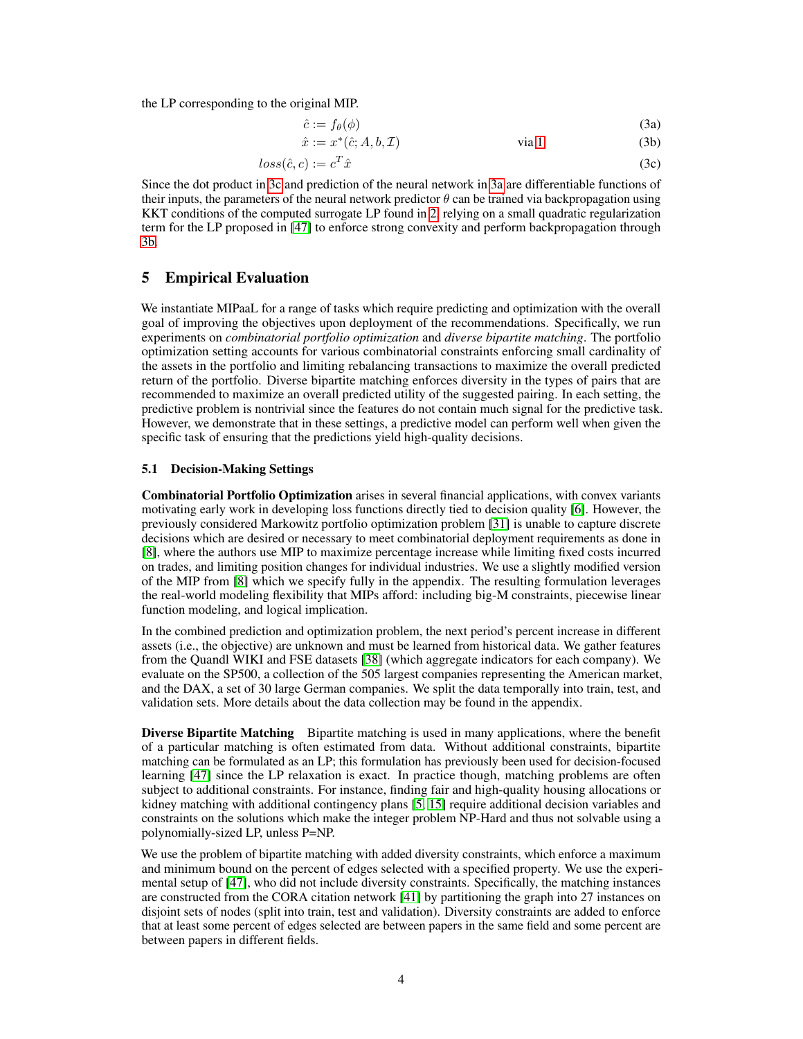the LP corresponding to the original MIP.

$$\hat{c} := f_\theta(\phi) \tag{3a}$$

$$\hat{x} := x^*(\hat{c}; A, b, \mathcal{I}) \quad \text{via 1} \tag{3b}$$

$$loss(\hat{c}, c) := c^T \hat{x} \tag{3c}$$

Since the dot product in 3c and prediction of the neural network in 3a are differentiable functions of their inputs, the parameters of the neural network predictor $\theta$ can be trained via backpropagation using KKT conditions of the computed surrogate LP found in 2, relying on a small quadratic regularization term for the LP proposed in [47] to enforce strong convexity and perform backpropagation through 3b.

## 5 Empirical Evaluation

We instantiate MIPaaL for a range of tasks which require predicting and optimization with the overall goal of improving the objectives upon deployment of the recommendations. Specifically, we run experiments on *combinatorial portfolio optimization* and *diverse bipartite matching*. The portfolio optimization setting accounts for various combinatorial constraints enforcing small cardinality of the assets in the portfolio and limiting rebalancing transactions to maximize the overall predicted return of the portfolio. Diverse bipartite matching enforces diversity in the types of pairs that are recommended to maximize an overall predicted utility of the suggested pairing. In each setting, the predictive problem is nontrivial since the features do not contain much signal for the predictive task. However, we demonstrate that in these settings, a predictive model can perform well when given the specific task of ensuring that the predictions yield high-quality decisions.

### 5.1 Decision-Making Settings

**Combinatorial Portfolio Optimization** arises in several financial applications, with convex variants motivating early work in developing loss functions directly tied to decision quality [6]. However, the previously considered Markowitz portfolio optimization problem [31] is unable to capture discrete decisions which are desired or necessary to meet combinatorial deployment requirements as done in [8], where the authors use MIP to maximize percentage increase while limiting fixed costs incurred on trades, and limiting position changes for individual industries. We use a slightly modified version of the MIP from [8] which we specify fully in the appendix. The resulting formulation leverages the real-world modeling flexibility that MIPs afford: including big-M constraints, piecewise linear function modeling, and logical implication.

In the combined prediction and optimization problem, the next period's percent increase in different assets (i.e., the objective) are unknown and must be learned from historical data. We gather features from the Quandl WIKI and FSE datasets [38] (which aggregate indicators for each company). We evaluate on the SP500, a collection of the 505 largest companies representing the American market, and the DAX, a set of 30 large German companies. We split the data temporally into train, test, and validation sets. More details about the data collection may be found in the appendix.

**Diverse Bipartite Matching** Bipartite matching is used in many applications, where the benefit of a particular matching is often estimated from data. Without additional constraints, bipartite matching can be formulated as an LP; this formulation has previously been used for decision-focused learning [47] since the LP relaxation is exact. In practice though, matching problems are often subject to additional constraints. For instance, finding fair and high-quality housing allocations or kidney matching with additional contingency plans [5, 15] require additional decision variables and constraints on the solutions which make the integer problem NP-Hard and thus not solvable using a polynomially-sized LP, unless P=NP.

We use the problem of bipartite matching with added diversity constraints, which enforce a maximum and minimum bound on the percent of edges selected with a specified property. We use the experimental setup of [47], who did not include diversity constraints. Specifically, the matching instances are constructed from the CORA citation network [41] by partitioning the graph into 27 instances on disjoint sets of nodes (split into train, test and validation). Diversity constraints are added to enforce that at least some percent of edges selected are between papers in the same field and some percent are between papers in different fields.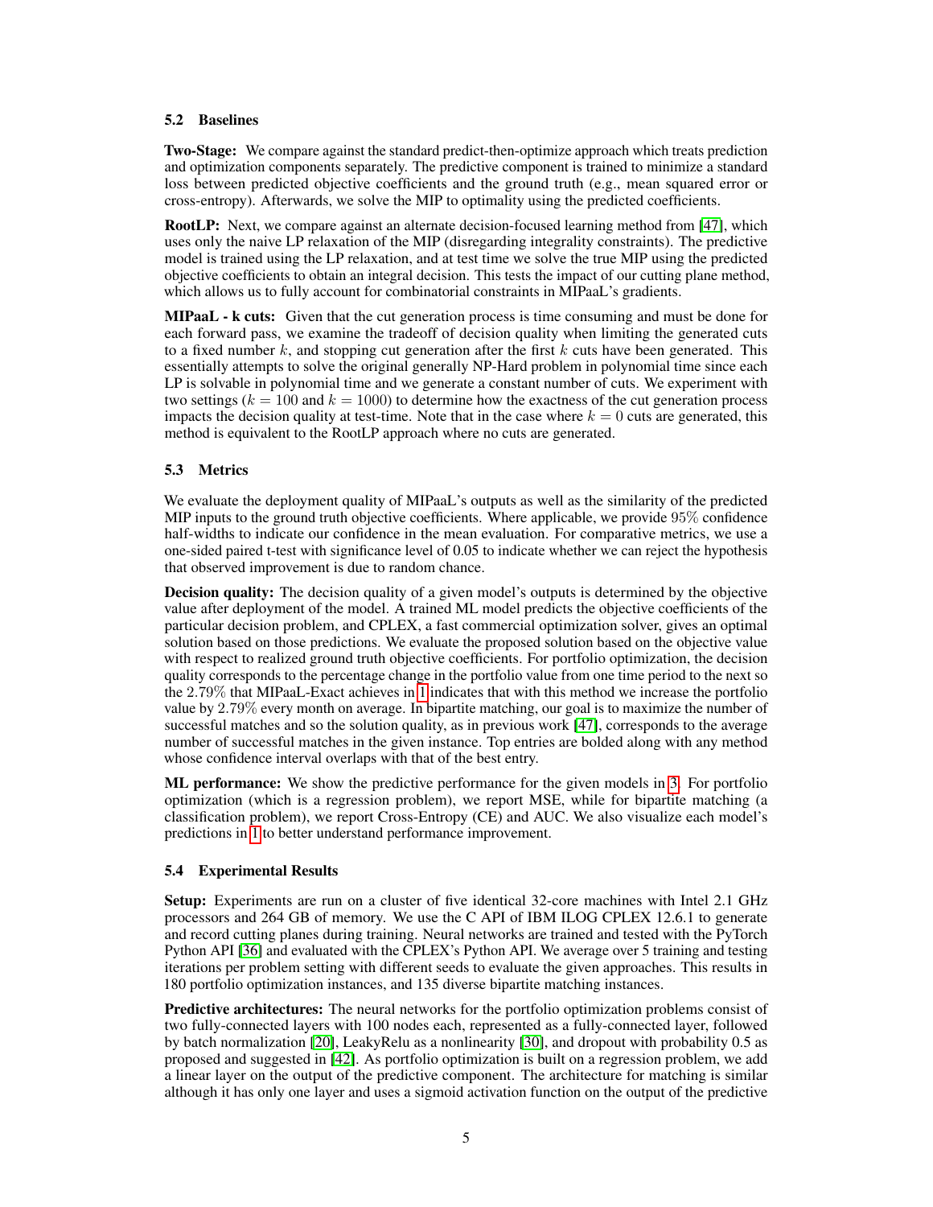### 5.2 Baselines

**Two-Stage:** We compare against the standard predict-then-optimize approach which treats prediction and optimization components separately. The predictive component is trained to minimize a standard loss between predicted objective coefficients and the ground truth (e.g., mean squared error or cross-entropy). Afterwards, we solve the MIP to optimality using the predicted coefficients.

**RootLP:** Next, we compare against an alternate decision-focused learning method from [47], which uses only the naive LP relaxation of the MIP (disregarding integrality constraints). The predictive model is trained using the LP relaxation, and at test time we solve the true MIP using the predicted objective coefficients to obtain an integral decision. This tests the impact of our cutting plane method, which allows us to fully account for combinatorial constraints in MIPaaL's gradients.

**MIPaaL - k cuts:** Given that the cut generation process is time consuming and must be done for each forward pass, we examine the tradeoff of decision quality when limiting the generated cuts to a fixed number $k$, and stopping cut generation after the first $k$ cuts have been generated. This essentially attempts to solve the original generally NP-Hard problem in polynomial time since each LP is solvable in polynomial time and we generate a constant number of cuts. We experiment with two settings ($k = 100$ and $k = 1000$) to determine how the exactness of the cut generation process impacts the decision quality at test-time. Note that in the case where $k = 0$ cuts are generated, this method is equivalent to the RootLP approach where no cuts are generated.

### 5.3 Metrics

We evaluate the deployment quality of MIPaaL's outputs as well as the similarity of the predicted MIP inputs to the ground truth objective coefficients. Where applicable, we provide 95% confidence half-widths to indicate our confidence in the mean evaluation. For comparative metrics, we use a one-sided paired t-test with significance level of 0.05 to indicate whether we can reject the hypothesis that observed improvement is due to random chance.

**Decision quality:** The decision quality of a given model's outputs is determined by the objective value after deployment of the model. A trained ML model predicts the objective coefficients of the particular decision problem, and CPLEX, a fast commercial optimization solver, gives an optimal solution based on those predictions. We evaluate the proposed solution based on the objective value with respect to realized ground truth objective coefficients. For portfolio optimization, the decision quality corresponds to the percentage change in the portfolio value from one time period to the next so the 2.79% that MIPaaL-Exact achieves in 1 indicates that with this method we increase the portfolio value by 2.79% every month on average. In bipartite matching, our goal is to maximize the number of successful matches and so the solution quality, as in previous work [47], corresponds to the average number of successful matches in the given instance. Top entries are bolded along with any method whose confidence interval overlaps with that of the best entry.

**ML performance:** We show the predictive performance for the given models in 3. For portfolio optimization (which is a regression problem), we report MSE, while for bipartite matching (a classification problem), we report Cross-Entropy (CE) and AUC. We also visualize each model's predictions in 1 to better understand performance improvement.

### 5.4 Experimental Results

**Setup:** Experiments are run on a cluster of five identical 32-core machines with Intel 2.1 GHz processors and 264 GB of memory. We use the C API of IBM ILOG CPLEX 12.6.1 to generate and record cutting planes during training. Neural networks are trained and tested with the PyTorch Python API [36] and evaluated with the CPLEX's Python API. We average over 5 training and testing iterations per problem setting with different seeds to evaluate the given approaches. This results in 180 portfolio optimization instances, and 135 diverse bipartite matching instances.

**Predictive architectures:** The neural networks for the portfolio optimization problems consist of two fully-connected layers with 100 nodes each, represented as a fully-connected layer, followed by batch normalization [20], LeakyRelu as a nonlinearity [30], and dropout with probability 0.5 as proposed and suggested in [42]. As portfolio optimization is built on a regression problem, we add a linear layer on the output of the predictive component. The architecture for matching is similar although it has only one layer and uses a sigmoid activation function on the output of the predictive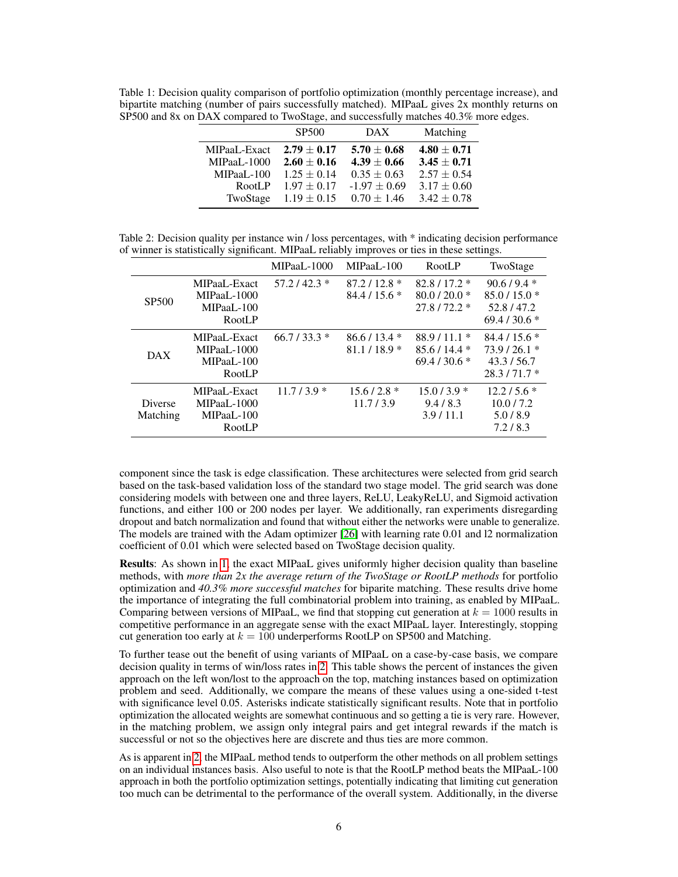Table 1: Decision quality comparison of portfolio optimization (monthly percentage increase), and bipartite matching (number of pairs successfully matched). MIPaaL gives 2x monthly returns on SP500 and 8x on DAX compared to TwoStage, and successfully matches 40.3% more edges.

| | SP500 | DAX | Matching |
|---|---|---|---|
| MIPaaL-Exact | $\mathbf{2.79 \pm 0.17}$ | $\mathbf{5.70 \pm 0.68}$ | $\mathbf{4.80 \pm 0.71}$ |
| MIPaaL-1000 | $\mathbf{2.60 \pm 0.16}$ | $\mathbf{4.39 \pm 0.66}$ | $\mathbf{3.45 \pm 0.71}$ |
| MIPaaL-100 | $1.25 \pm 0.14$ | $0.35 \pm 0.63$ | $2.57 \pm 0.54$ |
| RootLP | $1.97 \pm 0.17$ | $-1.97 \pm 0.69$ | $3.17 \pm 0.60$ |
| TwoStage | $1.19 \pm 0.15$ | $0.70 \pm 1.46$ | $3.42 \pm 0.78$ |

Table 2: Decision quality per instance win / loss percentages, with * indicating decision performance of winner is statistically significant. MIPaaL reliably improves or ties in these settings.

| | | MIPaaL-1000 | MIPaaL-100 | RootLP | TwoStage |
|---|---|---|---|---|---|
| SP500 | MIPaaL-Exact | 57.2 / 42.3 * | 87.2 / 12.8 * | 82.8 / 17.2 * | 90.6 / 9.4 * |
| | MIPaaL-1000 | | 84.4 / 15.6 * | 80.0 / 20.0 * | 85.0 / 15.0 * |
| | MIPaaL-100 | | | 27.8 / 72.2 * | 52.8 / 47.2 |
| | RootLP | | | | 69.4 / 30.6 * |
| DAX | MIPaaL-Exact | 66.7 / 33.3 * | 86.6 / 13.4 * | 88.9 / 11.1 * | 84.4 / 15.6 * |
| | MIPaaL-1000 | | 81.1 / 18.9 * | 85.6 / 14.4 * | 73.9 / 26.1 * |
| | MIPaaL-100 | | | 69.4 / 30.6 * | 43.3 / 56.7 |
| | RootLP | | | | 28.3 / 71.7 * |
| Diverse Matching | MIPaaL-Exact | 11.7 / 3.9 * | 15.6 / 2.8 * | 15.0 / 3.9 * | 12.2 / 5.6 * |
| | MIPaaL-1000 | | 11.7 / 3.9 | 9.4 / 8.3 | 10.0 / 7.2 |
| | MIPaaL-100 | | | 3.9 / 11.1 | 5.0 / 8.9 |
| | RootLP | | | | 7.2 / 8.3 |

component since the task is edge classification. These architectures were selected from grid search based on the task-based validation loss of the standard two stage model. The grid search was done considering models with between one and three layers, ReLU, LeakyReLU, and Sigmoid activation functions, and either 100 or 200 nodes per layer. We additionally, ran experiments disregarding dropout and batch normalization and found that without either the networks were unable to generalize. The models are trained with the Adam optimizer [26] with learning rate 0.01 and l2 normalization coefficient of 0.01 which were selected based on TwoStage decision quality.

**Results**: As shown in 1, the exact MIPaaL gives uniformly higher decision quality than baseline methods, with *more than 2x the average return of the TwoStage or RootLP methods* for portfolio optimization and *40.3% more successful matches* for biparite matching. These results drive home the importance of integrating the full combinatorial problem into training, as enabled by MIPaaL. Comparing between versions of MIPaaL, we find that stopping cut generation at $k = 1000$ results in competitive performance in an aggregate sense with the exact MIPaaL layer. Interestingly, stopping cut generation too early at $k = 100$ underperforms RootLP on SP500 and Matching.

To further tease out the benefit of using variants of MIPaaL on a case-by-case basis, we compare decision quality in terms of win/loss rates in 2. This table shows the percent of instances the given approach on the left won/lost to the approach on the top, matching instances based on optimization problem and seed. Additionally, we compare the means of these values using a one-sided t-test with significance level 0.05. Asterisks indicate statistically significant results. Note that in portfolio optimization the allocated weights are somewhat continuous and so getting a tie is very rare. However, in the matching problem, we assign only integral pairs and get integral rewards if the match is successful or not so the objectives here are discrete and thus ties are more common.

As is apparent in 2, the MIPaaL method tends to outperform the other methods on all problem settings on an individual instances basis. Also useful to note is that the RootLP method beats the MIPaaL-100 approach in both the portfolio optimization settings, potentially indicating that limiting cut generation too much can be detrimental to the performance of the overall system. Additionally, in the diverse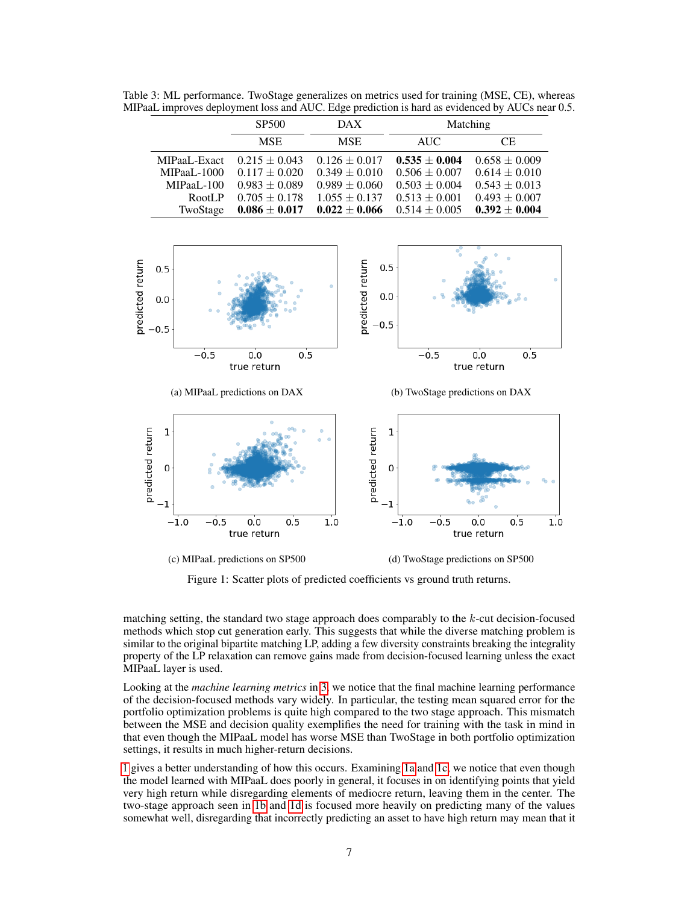Table 3: ML performance. TwoStage generalizes on metrics used for training (MSE, CE), whereas MIPaaL improves deployment loss and AUC. Edge prediction is hard as evidenced by AUCs near 0.5.

| | SP500 | DAX | Matching | |
|---|---|---|---|---|
| | MSE | MSE | AUC | CE |
| MIPaaL-Exact | $0.215 \pm 0.043$ | $0.126 \pm 0.017$ | $\mathbf{0.535 \pm 0.004}$ | $0.658 \pm 0.009$ |
| MIPaaL-1000 | $0.117 \pm 0.020$ | $0.349 \pm 0.010$ | $0.506 \pm 0.007$ | $0.614 \pm 0.010$ |
| MIPaaL-100 | $0.983 \pm 0.089$ | $0.989 \pm 0.060$ | $0.503 \pm 0.004$ | $0.543 \pm 0.013$ |
| RootLP | $0.705 \pm 0.178$ | $1.055 \pm 0.137$ | $0.513 \pm 0.001$ | $0.493 \pm 0.007$ |
| TwoStage | $\mathbf{0.086 \pm 0.017}$ | $\mathbf{0.022 \pm 0.066}$ | $0.514 \pm 0.005$ | $\mathbf{0.392 \pm 0.004}$ |

(a) MIPaaL predictions on DAX

(b) TwoStage predictions on DAX

(c) MIPaaL predictions on SP500

(d) TwoStage predictions on SP500

Figure 1: Scatter plots of predicted coefficients vs ground truth returns.

matching setting, the standard two stage approach does comparably to the $k$-cut decision-focused methods which stop cut generation early. This suggests that while the diverse matching problem is similar to the original bipartite matching LP, adding a few diversity constraints breaking the integrality property of the LP relaxation can remove gains made from decision-focused learning unless the exact MIPaaL layer is used.

Looking at the *machine learning metrics* in 3, we notice that the final machine learning performance of the decision-focused methods vary widely. In particular, the testing mean squared error for the portfolio optimization problems is quite high compared to the two stage approach. This mismatch between the MSE and decision quality exemplifies the need for training with the task in mind in that even though the MIPaaL model has worse MSE than TwoStage in both portfolio optimization settings, it results in much higher-return decisions.

1 gives a better understanding of how this occurs. Examining 1a and 1c, we notice that even though the model learned with MIPaaL does poorly in general, it focuses in on identifying points that yield very high return while disregarding elements of mediocre return, leaving them in the center. The two-stage approach seen in 1b and 1d is focused more heavily on predicting many of the values somewhat well, disregarding that incorrectly predicting an asset to have high return may mean that it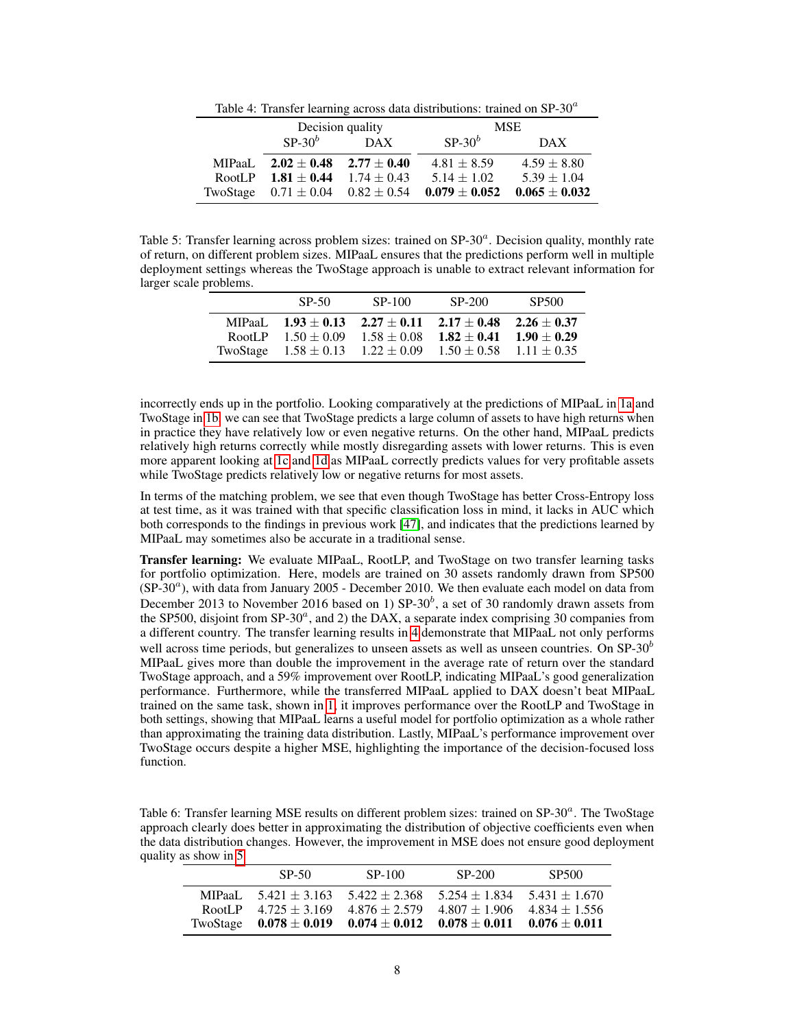Table 4: Transfer learning across data distributions: trained on SP-30$^a$

| | Decision quality | | MSE | |
|---|---|---|---|---|
| | SP-30$^b$ | DAX | SP-30$^b$ | DAX |
| MIPaaL | **2.02 ± 0.48** | **2.77 ± 0.40** | 4.81 ± 8.59 | 4.59 ± 8.80 |
| RootLP | **1.81 ± 0.44** | 1.74 ± 0.43 | 5.14 ± 1.02 | 5.39 ± 1.04 |
| TwoStage | 0.71 ± 0.04 | 0.82 ± 0.54 | **0.079 ± 0.052** | **0.065 ± 0.032** |

Table 5: Transfer learning across problem sizes: trained on SP-30$^a$. Decision quality, monthly rate of return, on different problem sizes. MIPaaL ensures that the predictions perform well in multiple deployment settings whereas the TwoStage approach is unable to extract relevant information for larger scale problems.

| | SP-50 | SP-100 | SP-200 | SP500 |
|---|---|---|---|---|
| MIPaaL | **1.93 ± 0.13** | **2.27 ± 0.11** | **2.17 ± 0.48** | **2.26 ± 0.37** |
| RootLP | 1.50 ± 0.09 | 1.58 ± 0.08 | **1.82 ± 0.41** | **1.90 ± 0.29** |
| TwoStage | 1.58 ± 0.13 | 1.22 ± 0.09 | 1.50 ± 0.58 | 1.11 ± 0.35 |

incorrectly ends up in the portfolio. Looking comparatively at the predictions of MIPaaL in 1a and TwoStage in 1b, we can see that TwoStage predicts a large column of assets to have high returns when in practice they have relatively low or even negative returns. On the other hand, MIPaaL predicts relatively high returns correctly while mostly disregarding assets with lower returns. This is even more apparent looking at 1c and 1d as MIPaaL correctly predicts values for very profitable assets while TwoStage predicts relatively low or negative returns for most assets.

In terms of the matching problem, we see that even though TwoStage has better Cross-Entropy loss at test time, as it was trained with that specific classification loss in mind, it lacks in AUC which both corresponds to the findings in previous work [47], and indicates that the predictions learned by MIPaaL may sometimes also be accurate in a traditional sense.

**Transfer learning:** We evaluate MIPaaL, RootLP, and TwoStage on two transfer learning tasks for portfolio optimization. Here, models are trained on 30 assets randomly drawn from SP500 (SP-30$^a$), with data from January 2005 - December 2010. We then evaluate each model on data from December 2013 to November 2016 based on 1) SP-30$^b$, a set of 30 randomly drawn assets from the SP500, disjoint from SP-30$^a$, and 2) the DAX, a separate index comprising 30 companies from a different country. The transfer learning results in 4 demonstrate that MIPaaL not only performs well across time periods, but generalizes to unseen assets as well as unseen countries. On SP-30$^b$ MIPaaL gives more than double the improvement in the average rate of return over the standard TwoStage approach, and a 59% improvement over RootLP, indicating MIPaaL's good generalization performance. Furthermore, while the transferred MIPaaL applied to DAX doesn't beat MIPaaL trained on the same task, shown in 1, it improves performance over the RootLP and TwoStage in both settings, showing that MIPaaL learns a useful model for portfolio optimization as a whole rather than approximating the training data distribution. Lastly, MIPaaL's performance improvement over TwoStage occurs despite a higher MSE, highlighting the importance of the decision-focused loss function.

Table 6: Transfer learning MSE results on different problem sizes: trained on SP-30$^a$. The TwoStage approach clearly does better in approximating the distribution of objective coefficients even when the data distribution changes. However, the improvement in MSE does not ensure good deployment quality as show in 5

| | SP-50 | SP-100 | SP-200 | SP500 |
|---|---|---|---|---|
| MIPaaL | 5.421 ± 3.163 | 5.422 ± 2.368 | 5.254 ± 1.834 | 5.431 ± 1.670 |
| RootLP | 4.725 ± 3.169 | 4.876 ± 2.579 | 4.807 ± 1.906 | 4.834 ± 1.556 |
| TwoStage | **0.078 ± 0.019** | **0.074 ± 0.012** | **0.078 ± 0.011** | **0.076 ± 0.011** |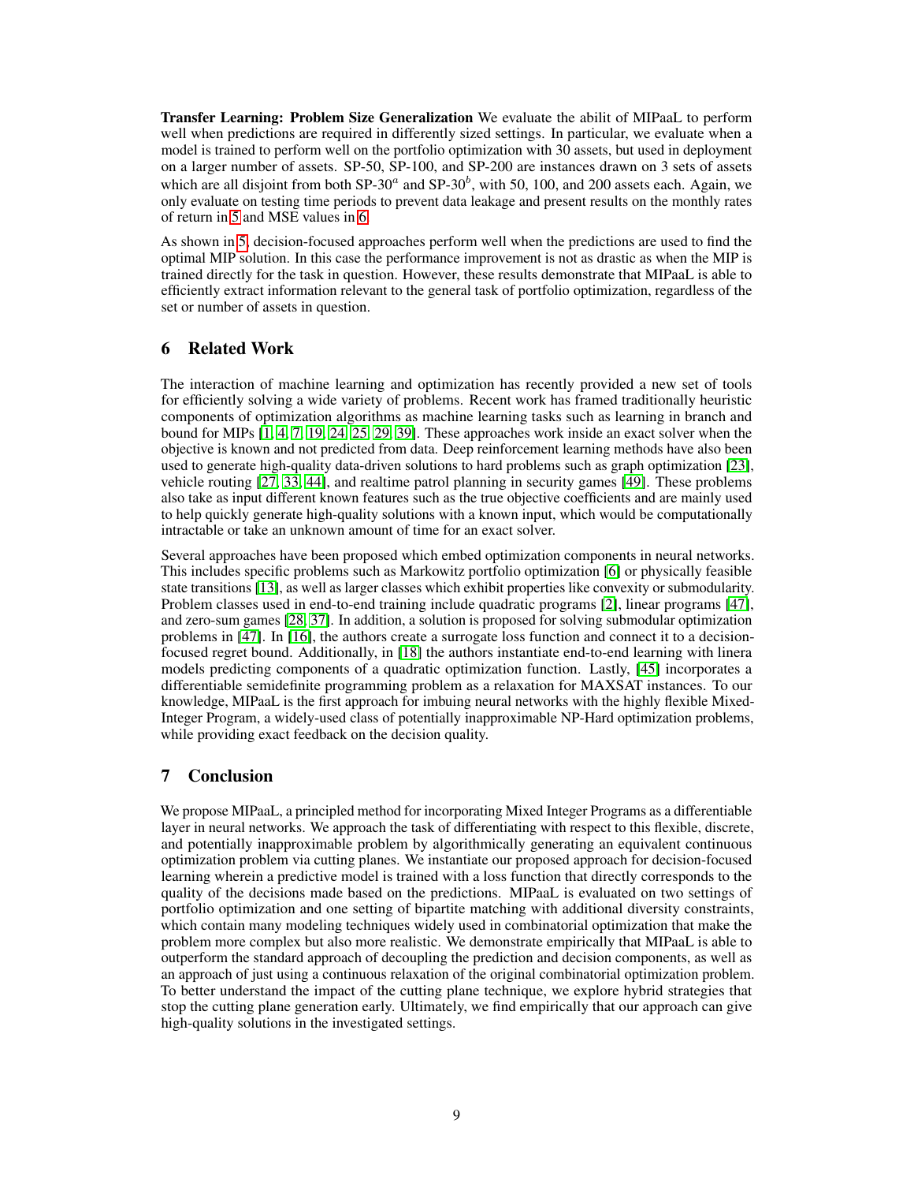**Transfer Learning: Problem Size Generalization** We evaluate the abilit of MIPaaL to perform well when predictions are required in differently sized settings. In particular, we evaluate when a model is trained to perform well on the portfolio optimization with 30 assets, but used in deployment on a larger number of assets. SP-50, SP-100, and SP-200 are instances drawn on 3 sets of assets which are all disjoint from both SP-$30^a$ and SP-$30^b$, with 50, 100, and 200 assets each. Again, we only evaluate on testing time periods to prevent data leakage and present results on the monthly rates of return in 5 and MSE values in 6.

As shown in 5, decision-focused approaches perform well when the predictions are used to find the optimal MIP solution. In this case the performance improvement is not as drastic as when the MIP is trained directly for the task in question. However, these results demonstrate that MIPaaL is able to efficiently extract information relevant to the general task of portfolio optimization, regardless of the set or number of assets in question.

## 6 Related Work

The interaction of machine learning and optimization has recently provided a new set of tools for efficiently solving a wide variety of problems. Recent work has framed traditionally heuristic components of optimization algorithms as machine learning tasks such as learning in branch and bound for MIPs [1, 4, 7, 19, 24, 25, 29, 39]. These approaches work inside an exact solver when the objective is known and not predicted from data. Deep reinforcement learning methods have also been used to generate high-quality data-driven solutions to hard problems such as graph optimization [23], vehicle routing [27, 33, 44], and realtime patrol planning in security games [49]. These problems also take as input different known features such as the true objective coefficients and are mainly used to help quickly generate high-quality solutions with a known input, which would be computationally intractable or take an unknown amount of time for an exact solver.

Several approaches have been proposed which embed optimization components in neural networks. This includes specific problems such as Markowitz portfolio optimization [6] or physically feasible state transitions [13], as well as larger classes which exhibit properties like convexity or submodularity. Problem classes used in end-to-end training include quadratic programs [2], linear programs [47], and zero-sum games [28, 37]. In addition, a solution is proposed for solving submodular optimization problems in [47]. In [16], the authors create a surrogate loss function and connect it to a decision-focused regret bound. Additionally, in [18] the authors instantiate end-to-end learning with linera models predicting components of a quadratic optimization function. Lastly, [45] incorporates a differentiable semidefinite programming problem as a relaxation for MAXSAT instances. To our knowledge, MIPaaL is the first approach for imbuing neural networks with the highly flexible Mixed-Integer Program, a widely-used class of potentially inapproximable NP-Hard optimization problems, while providing exact feedback on the decision quality.

## 7 Conclusion

We propose MIPaaL, a principled method for incorporating Mixed Integer Programs as a differentiable layer in neural networks. We approach the task of differentiating with respect to this flexible, discrete, and potentially inapproximable problem by algorithmically generating an equivalent continuous optimization problem via cutting planes. We instantiate our proposed approach for decision-focused learning wherein a predictive model is trained with a loss function that directly corresponds to the quality of the decisions made based on the predictions. MIPaaL is evaluated on two settings of portfolio optimization and one setting of bipartite matching with additional diversity constraints, which contain many modeling techniques widely used in combinatorial optimization that make the problem more complex but also more realistic. We demonstrate empirically that MIPaaL is able to outperform the standard approach of decoupling the prediction and decision components, as well as an approach of just using a continuous relaxation of the original combinatorial optimization problem. To better understand the impact of the cutting plane technique, we explore hybrid strategies that stop the cutting plane generation early. Ultimately, we find empirically that our approach can give high-quality solutions in the investigated settings.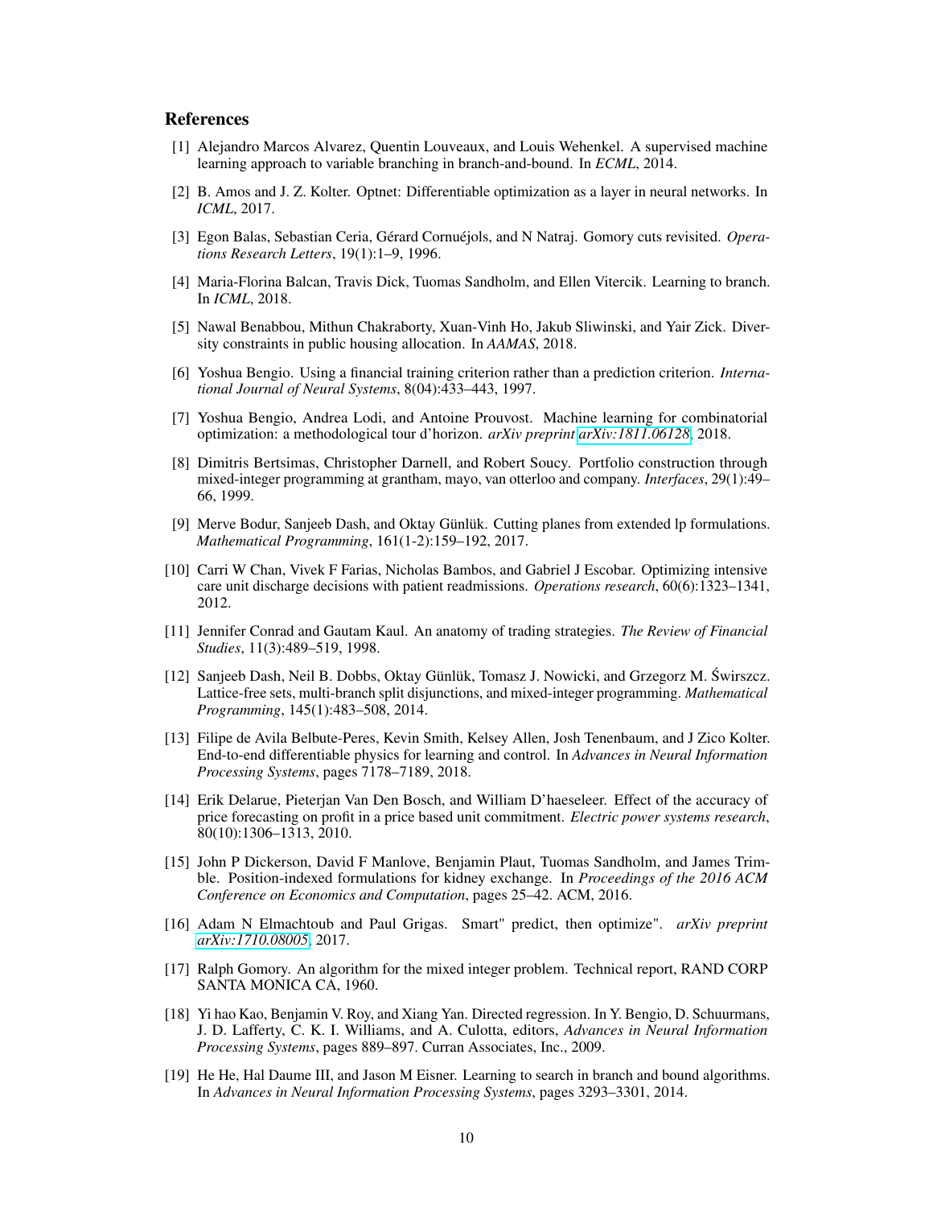## References

[1] Alejandro Marcos Alvarez, Quentin Louveaux, and Louis Wehenkel. A supervised machine learning approach to variable branching in branch-and-bound. In *ECML*, 2014.

[2] B. Amos and J. Z. Kolter. Optnet: Differentiable optimization as a layer in neural networks. In *ICML*, 2017.

[3] Egon Balas, Sebastian Ceria, Gérard Cornuéjols, and N Natraj. Gomory cuts revisited. *Operations Research Letters*, 19(1):1–9, 1996.

[4] Maria-Florina Balcan, Travis Dick, Tuomas Sandholm, and Ellen Vitercik. Learning to branch. In *ICML*, 2018.

[5] Nawal Benabbou, Mithun Chakraborty, Xuan-Vinh Ho, Jakub Sliwinski, and Yair Zick. Diversity constraints in public housing allocation. In *AAMAS*, 2018.

[6] Yoshua Bengio. Using a financial training criterion rather than a prediction criterion. *International Journal of Neural Systems*, 8(04):433–443, 1997.

[7] Yoshua Bengio, Andrea Lodi, and Antoine Prouvost. Machine learning for combinatorial optimization: a methodological tour d'horizon. *arXiv preprint arXiv:1811.06128*, 2018.

[8] Dimitris Bertsimas, Christopher Darnell, and Robert Soucy. Portfolio construction through mixed-integer programming at grantham, mayo, van otterloo and company. *Interfaces*, 29(1):49–66, 1999.

[9] Merve Bodur, Sanjeeb Dash, and Oktay Günlük. Cutting planes from extended lp formulations. *Mathematical Programming*, 161(1-2):159–192, 2017.

[10] Carri W Chan, Vivek F Farias, Nicholas Bambos, and Gabriel J Escobar. Optimizing intensive care unit discharge decisions with patient readmissions. *Operations research*, 60(6):1323–1341, 2012.

[11] Jennifer Conrad and Gautam Kaul. An anatomy of trading strategies. *The Review of Financial Studies*, 11(3):489–519, 1998.

[12] Sanjeeb Dash, Neil B. Dobbs, Oktay Günlük, Tomasz J. Nowicki, and Grzegorz M. Świrszcz. Lattice-free sets, multi-branch split disjunctions, and mixed-integer programming. *Mathematical Programming*, 145(1):483–508, 2014.

[13] Filipe de Avila Belbute-Peres, Kevin Smith, Kelsey Allen, Josh Tenenbaum, and J Zico Kolter. End-to-end differentiable physics for learning and control. In *Advances in Neural Information Processing Systems*, pages 7178–7189, 2018.

[14] Erik Delarue, Pieterjan Van Den Bosch, and William D'haeseleer. Effect of the accuracy of price forecasting on profit in a price based unit commitment. *Electric power systems research*, 80(10):1306–1313, 2010.

[15] John P Dickerson, David F Manlove, Benjamin Plaut, Tuomas Sandholm, and James Trimble. Position-indexed formulations for kidney exchange. In *Proceedings of the 2016 ACM Conference on Economics and Computation*, pages 25–42. ACM, 2016.

[16] Adam N Elmachtoub and Paul Grigas. Smart" predict, then optimize". *arXiv preprint arXiv:1710.08005*, 2017.

[17] Ralph Gomory. An algorithm for the mixed integer problem. Technical report, RAND CORP SANTA MONICA CA, 1960.

[18] Yi hao Kao, Benjamin V. Roy, and Xiang Yan. Directed regression. In Y. Bengio, D. Schuurmans, J. D. Lafferty, C. K. I. Williams, and A. Culotta, editors, *Advances in Neural Information Processing Systems*, pages 889–897. Curran Associates, Inc., 2009.

[19] He He, Hal Daume III, and Jason M Eisner. Learning to search in branch and bound algorithms. In *Advances in Neural Information Processing Systems*, pages 3293–3301, 2014.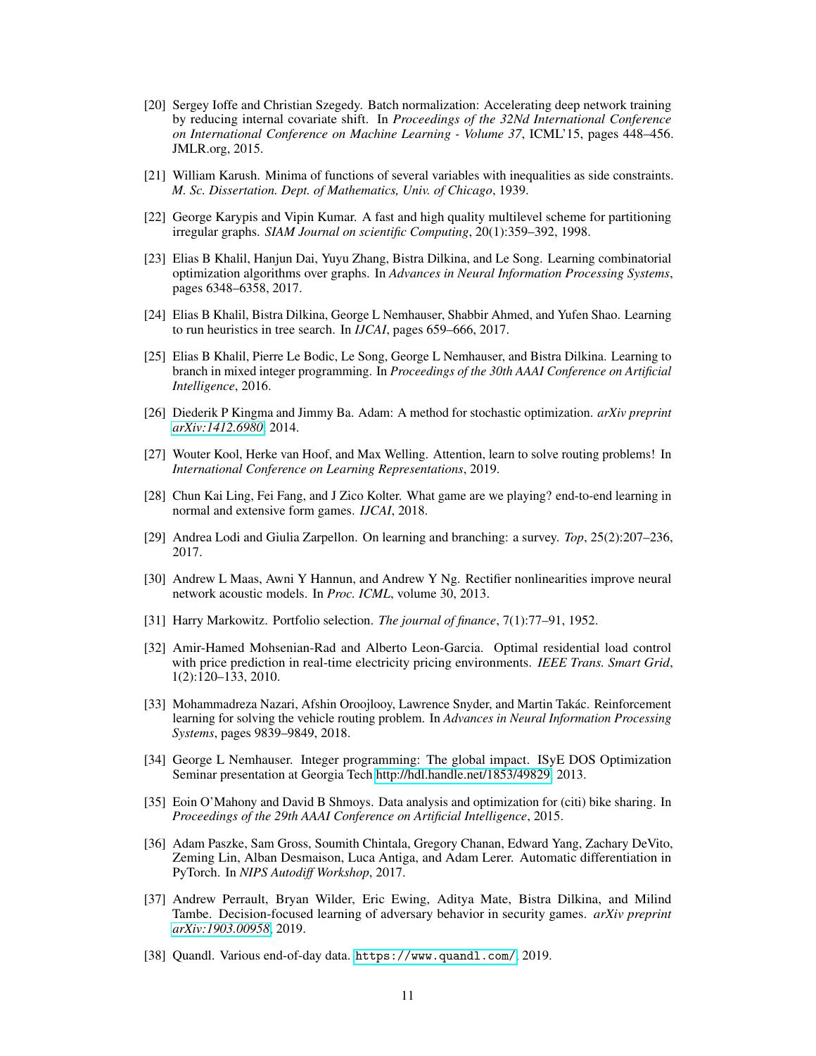[20] Sergey Ioffe and Christian Szegedy. Batch normalization: Accelerating deep network training by reducing internal covariate shift. In *Proceedings of the 32Nd International Conference on International Conference on Machine Learning - Volume 37*, ICML'15, pages 448–456. JMLR.org, 2015.

[21] William Karush. Minima of functions of several variables with inequalities as side constraints. *M. Sc. Dissertation. Dept. of Mathematics, Univ. of Chicago*, 1939.

[22] George Karypis and Vipin Kumar. A fast and high quality multilevel scheme for partitioning irregular graphs. *SIAM Journal on scientific Computing*, 20(1):359–392, 1998.

[23] Elias B Khalil, Hanjun Dai, Yuyu Zhang, Bistra Dilkina, and Le Song. Learning combinatorial optimization algorithms over graphs. In *Advances in Neural Information Processing Systems*, pages 6348–6358, 2017.

[24] Elias B Khalil, Bistra Dilkina, George L Nemhauser, Shabbir Ahmed, and Yufen Shao. Learning to run heuristics in tree search. In *IJCAI*, pages 659–666, 2017.

[25] Elias B Khalil, Pierre Le Bodic, Le Song, George L Nemhauser, and Bistra Dilkina. Learning to branch in mixed integer programming. In *Proceedings of the 30th AAAI Conference on Artificial Intelligence*, 2016.

[26] Diederik P Kingma and Jimmy Ba. Adam: A method for stochastic optimization. *arXiv preprint arXiv:1412.6980*, 2014.

[27] Wouter Kool, Herke van Hoof, and Max Welling. Attention, learn to solve routing problems! In *International Conference on Learning Representations*, 2019.

[28] Chun Kai Ling, Fei Fang, and J Zico Kolter. What game are we playing? end-to-end learning in normal and extensive form games. *IJCAI*, 2018.

[29] Andrea Lodi and Giulia Zarpellon. On learning and branching: a survey. *Top*, 25(2):207–236, 2017.

[30] Andrew L Maas, Awni Y Hannun, and Andrew Y Ng. Rectifier nonlinearities improve neural network acoustic models. In *Proc. ICML*, volume 30, 2013.

[31] Harry Markowitz. Portfolio selection. *The journal of finance*, 7(1):77–91, 1952.

[32] Amir-Hamed Mohsenian-Rad and Alberto Leon-Garcia. Optimal residential load control with price prediction in real-time electricity pricing environments. *IEEE Trans. Smart Grid*, 1(2):120–133, 2010.

[33] Mohammadreza Nazari, Afshin Oroojlooy, Lawrence Snyder, and Martin Takác. Reinforcement learning for solving the vehicle routing problem. In *Advances in Neural Information Processing Systems*, pages 9839–9849, 2018.

[34] George L Nemhauser. Integer programming: The global impact. ISyE DOS Optimization Seminar presentation at Georgia Tech http://hdl.handle.net/1853/49829, 2013.

[35] Eoin O'Mahony and David B Shmoys. Data analysis and optimization for (citi) bike sharing. In *Proceedings of the 29th AAAI Conference on Artificial Intelligence*, 2015.

[36] Adam Paszke, Sam Gross, Soumith Chintala, Gregory Chanan, Edward Yang, Zachary DeVito, Zeming Lin, Alban Desmaison, Luca Antiga, and Adam Lerer. Automatic differentiation in PyTorch. In *NIPS Autodiff Workshop*, 2017.

[37] Andrew Perrault, Bryan Wilder, Eric Ewing, Aditya Mate, Bistra Dilkina, and Milind Tambe. Decision-focused learning of adversary behavior in security games. *arXiv preprint arXiv:1903.00958*, 2019.

[38] Quandl. Various end-of-day data. `https://www.quandl.com/`, 2019.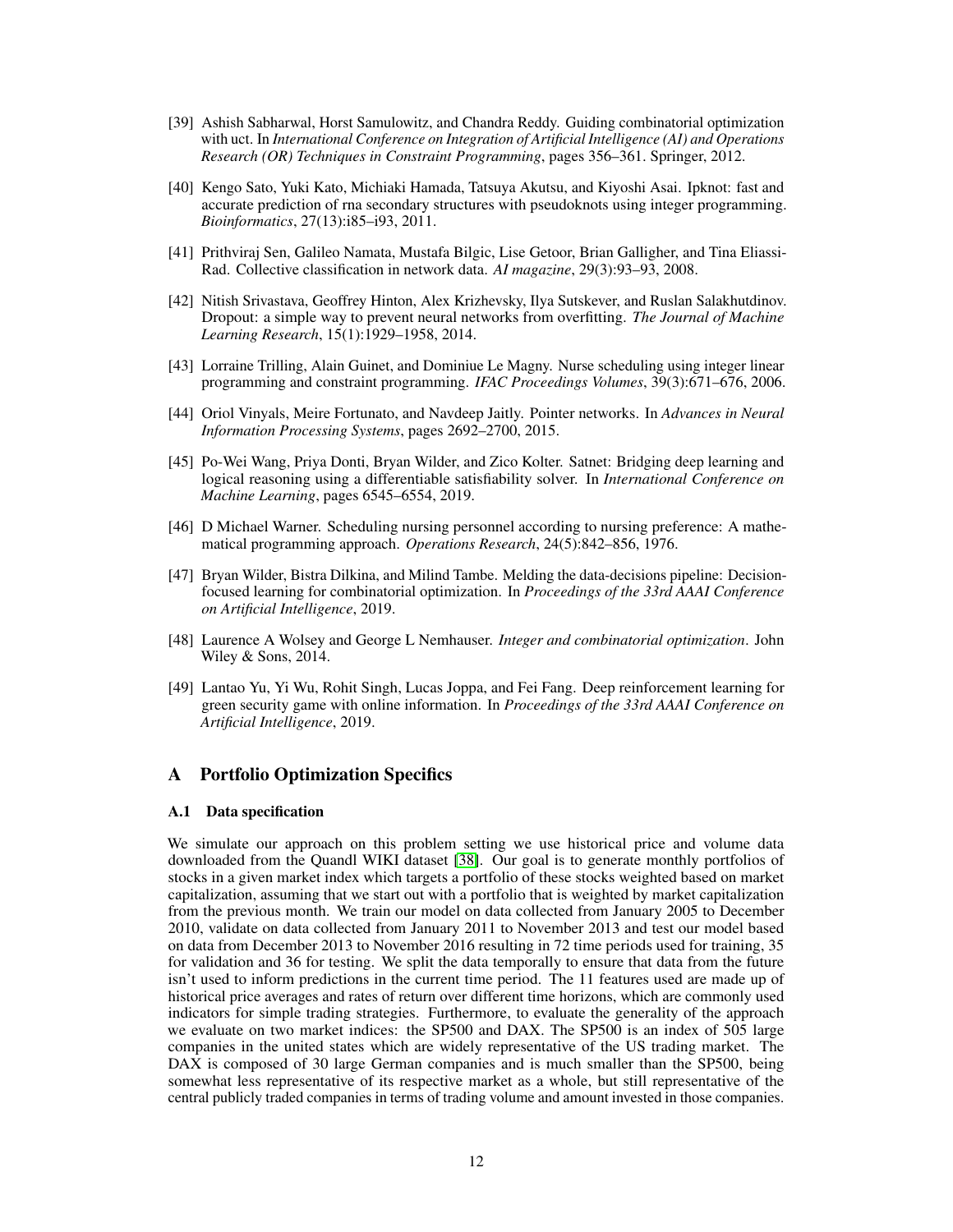[39] Ashish Sabharwal, Horst Samulowitz, and Chandra Reddy. Guiding combinatorial optimization with uct. In *International Conference on Integration of Artificial Intelligence (AI) and Operations Research (OR) Techniques in Constraint Programming*, pages 356–361. Springer, 2012.

[40] Kengo Sato, Yuki Kato, Michiaki Hamada, Tatsuya Akutsu, and Kiyoshi Asai. Ipknot: fast and accurate prediction of rna secondary structures with pseudoknots using integer programming. *Bioinformatics*, 27(13):i85–i93, 2011.

[41] Prithviraj Sen, Galileo Namata, Mustafa Bilgic, Lise Getoor, Brian Galligher, and Tina Eliassi-Rad. Collective classification in network data. *AI magazine*, 29(3):93–93, 2008.

[42] Nitish Srivastava, Geoffrey Hinton, Alex Krizhevsky, Ilya Sutskever, and Ruslan Salakhutdinov. Dropout: a simple way to prevent neural networks from overfitting. *The Journal of Machine Learning Research*, 15(1):1929–1958, 2014.

[43] Lorraine Trilling, Alain Guinet, and Dominiue Le Magny. Nurse scheduling using integer linear programming and constraint programming. *IFAC Proceedings Volumes*, 39(3):671–676, 2006.

[44] Oriol Vinyals, Meire Fortunato, and Navdeep Jaitly. Pointer networks. In *Advances in Neural Information Processing Systems*, pages 2692–2700, 2015.

[45] Po-Wei Wang, Priya Donti, Bryan Wilder, and Zico Kolter. Satnet: Bridging deep learning and logical reasoning using a differentiable satisfiability solver. In *International Conference on Machine Learning*, pages 6545–6554, 2019.

[46] D Michael Warner. Scheduling nursing personnel according to nursing preference: A mathematical programming approach. *Operations Research*, 24(5):842–856, 1976.

[47] Bryan Wilder, Bistra Dilkina, and Milind Tambe. Melding the data-decisions pipeline: Decision-focused learning for combinatorial optimization. In *Proceedings of the 33rd AAAI Conference on Artificial Intelligence*, 2019.

[48] Laurence A Wolsey and George L Nemhauser. *Integer and combinatorial optimization*. John Wiley & Sons, 2014.

[49] Lantao Yu, Yi Wu, Rohit Singh, Lucas Joppa, and Fei Fang. Deep reinforcement learning for green security game with online information. In *Proceedings of the 33rd AAAI Conference on Artificial Intelligence*, 2019.

# A Portfolio Optimization Specifics

## A.1 Data specification

We simulate our approach on this problem setting we use historical price and volume data downloaded from the Quandl WIKI dataset [38]. Our goal is to generate monthly portfolios of stocks in a given market index which targets a portfolio of these stocks weighted based on market capitalization, assuming that we start out with a portfolio that is weighted by market capitalization from the previous month. We train our model on data collected from January 2005 to December 2010, validate on data collected from January 2011 to November 2013 and test our model based on data from December 2013 to November 2016 resulting in 72 time periods used for training, 35 for validation and 36 for testing. We split the data temporally to ensure that data from the future isn't used to inform predictions in the current time period. The 11 features used are made up of historical price averages and rates of return over different time horizons, which are commonly used indicators for simple trading strategies. Furthermore, to evaluate the generality of the approach we evaluate on two market indices: the SP500 and DAX. The SP500 is an index of 505 large companies in the united states which are widely representative of the US trading market. The DAX is composed of 30 large German companies and is much smaller than the SP500, being somewhat less representative of its respective market as a whole, but still representative of the central publicly traded companies in terms of trading volume and amount invested in those companies.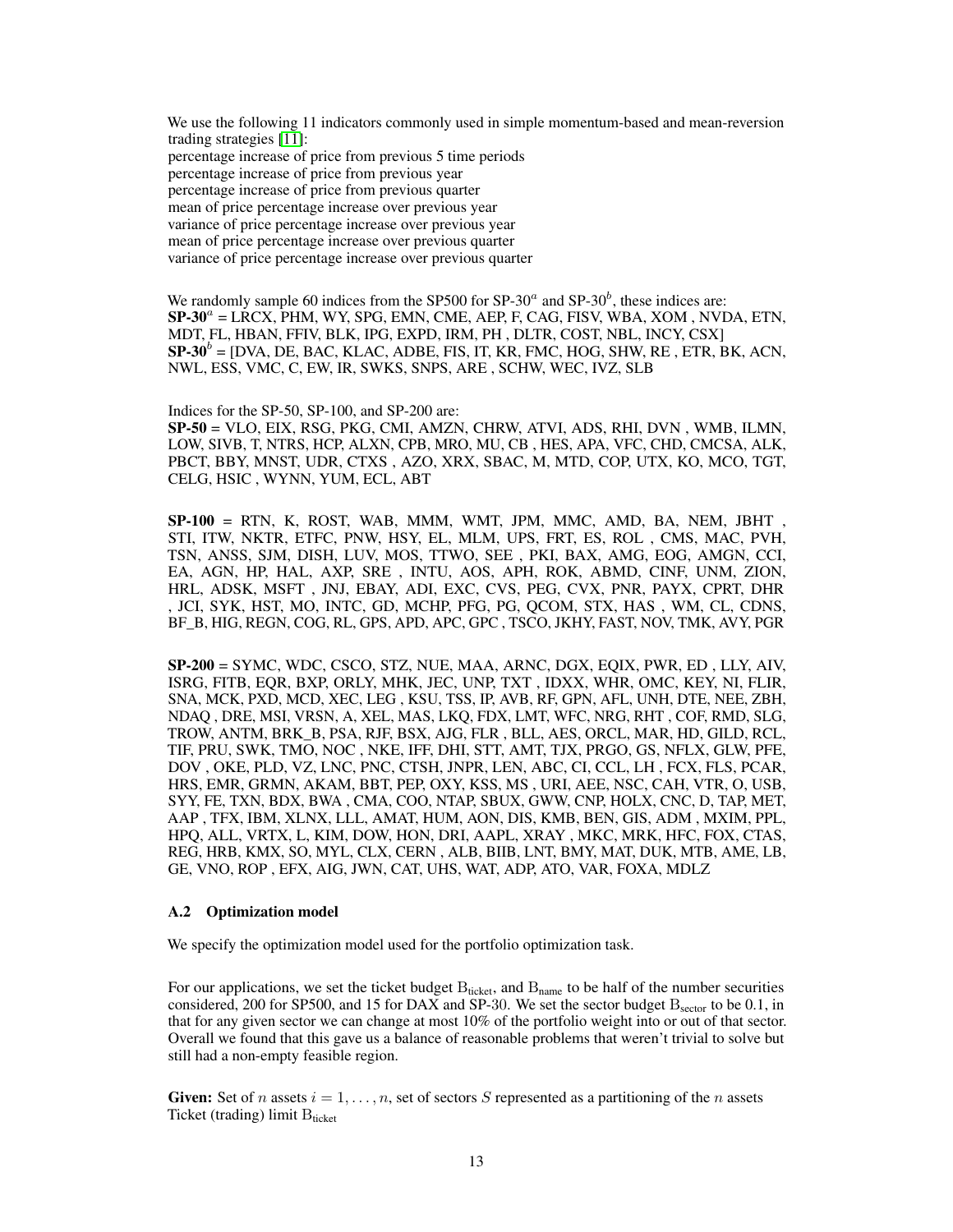We use the following 11 indicators commonly used in simple momentum-based and mean-reversion trading strategies [11]:
percentage increase of price from previous 5 time periods
percentage increase of price from previous year
percentage increase of price from previous quarter
mean of price percentage increase over previous year
variance of price percentage increase over previous year
mean of price percentage increase over previous quarter
variance of price percentage increase over previous quarter

We randomly sample 60 indices from the SP500 for SP-30$^a$ and SP-30$^b$, these indices are:
**SP-30**$^a$ = LRCX, PHM, WY, SPG, EMN, CME, AEP, F, CAG, FISV, WBA, XOM , NVDA, ETN, MDT, FL, HBAN, FFIV, BLK, IPG, EXPD, IRM, PH , DLTR, COST, NBL, INCY, CSX]
**SP-30**$^b$ = [DVA, DE, BAC, KLAC, ADBE, FIS, IT, KR, FMC, HOG, SHW, RE , ETR, BK, ACN, NWL, ESS, VMC, C, EW, IR, SWKS, SNPS, ARE , SCHW, WEC, IVZ, SLB

Indices for the SP-50, SP-100, and SP-200 are:
**SP-50** = VLO, EIX, RSG, PKG, CMI, AMZN, CHRW, ATVI, ADS, RHI, DVN , WMB, ILMN, LOW, SIVB, T, NTRS, HCP, ALXN, CPB, MRO, MU, CB , HES, APA, VFC, CHD, CMCSA, ALK, PBCT, BBY, MNST, UDR, CTXS , AZO, XRX, SBAC, M, MTD, COP, UTX, KO, MCO, TGT, CELG, HSIC , WYNN, YUM, ECL, ABT

**SP-100** = RTN, K, ROST, WAB, MMM, WMT, JPM, MMC, AMD, BA, NEM, JBHT , STI, ITW, NKTR, ETFC, PNW, HSY, EL, MLM, UPS, FRT, ES, ROL , CMS, MAC, PVH, TSN, ANSS, SJM, DISH, LUV, MOS, TTWO, SEE , PKI, BAX, AMG, EOG, AMGN, CCI, EA, AGN, HP, HAL, AXP, SRE , INTU, AOS, APH, ROK, ABMD, CINF, UNM, ZION, HRL, ADSK, MSFT , JNJ, EBAY, ADI, EXC, CVS, PEG, CVX, PNR, PAYX, CPRT, DHR , JCI, SYK, HST, MO, INTC, GD, MCHP, PFG, PG, QCOM, STX, HAS , WM, CL, CDNS, BF_B, HIG, REGN, COG, RL, GPS, APD, APC, GPC , TSCO, JKHY, FAST, NOV, TMK, AVY, PGR

**SP-200** = SYMC, WDC, CSCO, STZ, NUE, MAA, ARNC, DGX, EQIX, PWR, ED , LLY, AIV, ISRG, FITB, EQR, BXP, ORLY, MHK, JEC, UNP, TXT , IDXX, WHR, OMC, KEY, NI, FLIR, SNA, MCK, PXD, MCD, XEC, LEG , KSU, TSS, IP, AVB, RF, GPN, AFL, UNH, DTE, NEE, ZBH, NDAQ , DRE, MSI, VRSN, A, XEL, MAS, LKQ, FDX, LMT, WFC, NRG, RHT , COF, RMD, SLG, TROW, ANTM, BRK_B, PSA, RJF, BSX, AJG, FLR , BLL, AES, ORCL, MAR, HD, GILD, RCL, TIF, PRU, SWK, TMO, NOC , NKE, IFF, DHI, STT, AMT, TJX, PRGO, GS, NFLX, GLW, PFE, DOV , OKE, PLD, VZ, LNC, PNC, CTSH, JNPR, LEN, ABC, CI, CCL, LH , FCX, FLS, PCAR, HRS, EMR, GRMN, AKAM, BBT, PEP, OXY, KSS, MS , URI, AEE, NSC, CAH, VTR, O, USB, SYY, FE, TXN, BDX, BWA , CMA, COO, NTAP, SBUX, GWW, CNP, HOLX, CNC, D, TAP, MET, AAP , TFX, IBM, XLNX, LLL, AMAT, HUM, AON, DIS, KMB, BEN, GIS, ADM , MXIM, PPL, HPQ, ALL, VRTX, L, KIM, DOW, HON, DRI, AAPL, XRAY , MKC, MRK, HFC, FOX, CTAS, REG, HRB, KMX, SO, MYL, CLX, CERN , ALB, BIIB, LNT, BMY, MAT, DUK, MTB, AME, LB, GE, VNO, ROP , EFX, AIG, JWN, CAT, UHS, WAT, ADP, ATO, VAR, FOXA, MDLZ

### A.2 Optimization model

We specify the optimization model used for the portfolio optimization task.

For our applications, we set the ticket budget $B_{\text{ticket}}$, and $B_{\text{name}}$ to be half of the number securities considered, 200 for SP500, and 15 for DAX and SP-30. We set the sector budget $B_{\text{sector}}$ to be 0.1, in that for any given sector we can change at most 10% of the portfolio weight into or out of that sector. Overall we found that this gave us a balance of reasonable problems that weren't trivial to solve but still had a non-empty feasible region.

**Given:** Set of $n$ assets $i = 1, \ldots, n$, set of sectors $S$ represented as a partitioning of the $n$ assets
Ticket (trading) limit $B_{\text{ticket}}$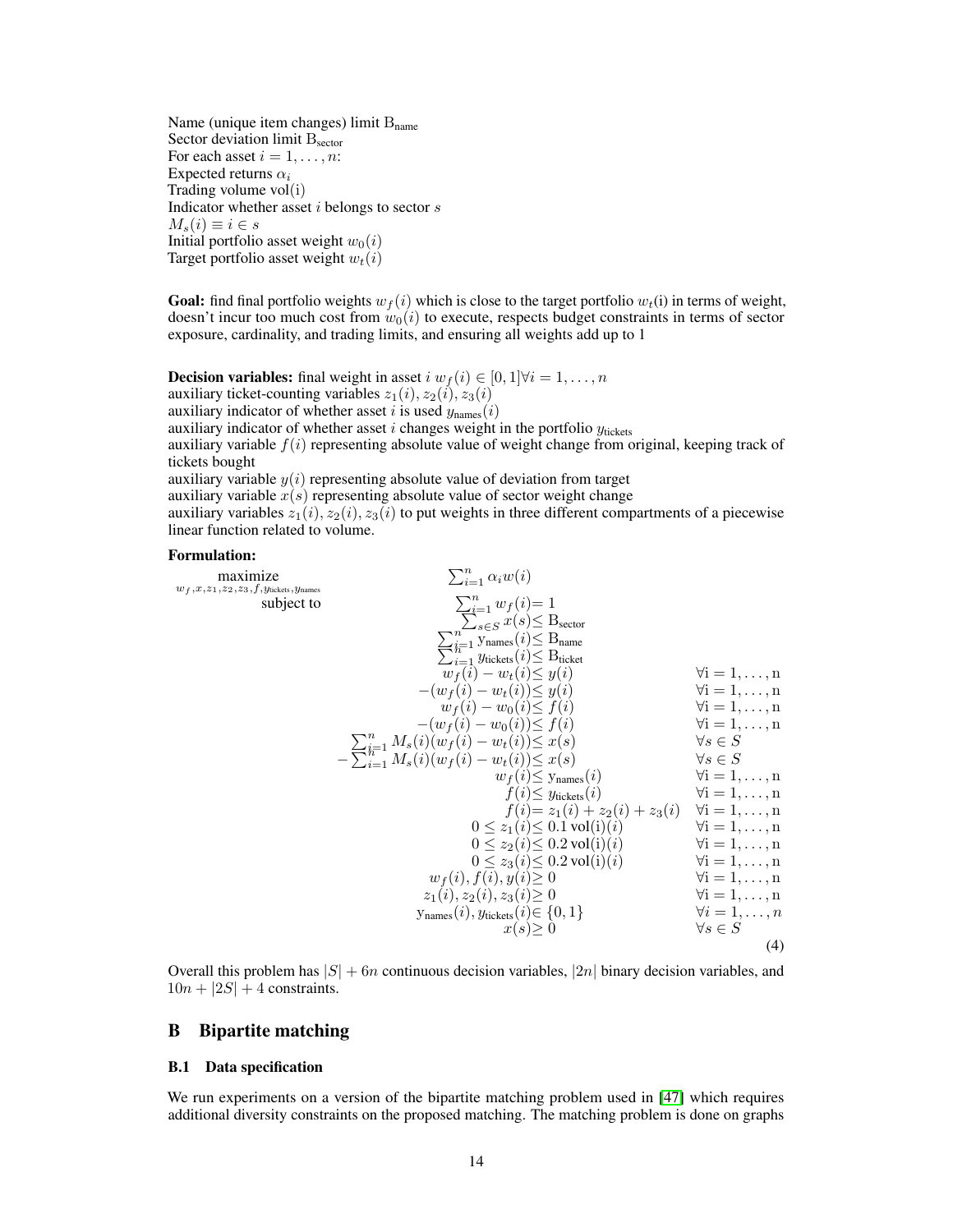Name (unique item changes) limit $\text{B}_{\text{name}}$
Sector deviation limit $\text{B}_{\text{sector}}$
For each asset $i = 1, \ldots, n$:
Expected returns $\alpha_i$
Trading volume vol(i)
Indicator whether asset $i$ belongs to sector $s$
$M_s(i) \equiv i \in s$
Initial portfolio asset weight $w_0(i)$
Target portfolio asset weight $w_t(i)$

**Goal:** find final portfolio weights $w_f(i)$ which is close to the target portfolio $w_t$(i) in terms of weight, doesn't incur too much cost from $w_0(i)$ to execute, respects budget constraints in terms of sector exposure, cardinality, and trading limits, and ensuring all weights add up to 1

**Decision variables:** final weight in asset $i$ $w_f(i) \in [0, 1] \forall i = 1, \ldots, n$
auxiliary ticket-counting variables $z_1(i), z_2(i), z_3(i)$
auxiliary indicator of whether asset $i$ is used $y_{\text{names}}(i)$
auxiliary indicator of whether asset $i$ changes weight in the portfolio $y_{\text{tickets}}$
auxiliary variable $f(i)$ representing absolute value of weight change from original, keeping track of tickets bought
auxiliary variable $y(i)$ representing absolute value of deviation from target
auxiliary variable $x(s)$ representing absolute value of sector weight change
auxiliary variables $z_1(i), z_2(i), z_3(i)$ to put weights in three different compartments of a piecewise linear function related to volume.

**Formulation:**

$$
\begin{array}{lrll}
\underset{w_f, x, z_1, z_2, z_3, f, y_{\text{tickets}}, y_{\text{names}}}{\text{maximize}} & \sum_{i=1}^{n} \alpha_i w(i) & & \\
\text{subject to} & \sum_{i=1}^{n} w_f(i) &= 1 & \\
& \sum_{s \in S} x(s) &\leq \text{B}_{\text{sector}} & \\
& \sum_{i=1}^{n} \text{y}_{\text{names}}(i) &\leq \text{B}_{\text{name}} & \\
& \sum_{i=1}^{n} y_{\text{tickets}}(i) &\leq \text{B}_{\text{ticket}} & \\
& w_f(i) - w_t(i) &\leq y(i) & \forall \text{i} = 1, \ldots, \text{n} \\
& -(w_f(i) - w_t(i)) &\leq y(i) & \forall \text{i} = 1, \ldots, \text{n} \\
& w_f(i) - w_0(i) &\leq f(i) & \forall \text{i} = 1, \ldots, \text{n} \\
& -(w_f(i) - w_0(i)) &\leq f(i) & \forall \text{i} = 1, \ldots, \text{n} \\
& \sum_{i=1}^{n} M_s(i)(w_f(i) - w_t(i)) &\leq x(s) & \forall s \in S \\
& -\sum_{i=1}^{n} M_s(i)(w_f(i) - w_t(i)) &\leq x(s) & \forall s \in S \\
& w_f(i) &\leq \text{y}_{\text{names}}(i) & \forall \text{i} = 1, \ldots, \text{n} \\
& f(i) &\leq y_{\text{tickets}}(i) & \forall \text{i} = 1, \ldots, \text{n} \\
& f(i) &= z_1(i) + z_2(i) + z_3(i) & \forall \text{i} = 1, \ldots, \text{n} \\
& 0 \leq z_1(i) &\leq 0.1 \, \text{vol(i)}(i) & \forall \text{i} = 1, \ldots, \text{n} \\
& 0 \leq z_2(i) &\leq 0.2 \, \text{vol(i)}(i) & \forall \text{i} = 1, \ldots, \text{n} \\
& 0 \leq z_3(i) &\leq 0.2 \, \text{vol(i)}(i) & \forall \text{i} = 1, \ldots, \text{n} \\
& w_f(i), f(i), y(i) &\geq 0 & \forall \text{i} = 1, \ldots, \text{n} \\
& z_1(i), z_2(i), z_3(i) &\geq 0 & \forall \text{i} = 1, \ldots, \text{n} \\
& \text{y}_{\text{names}}(i), y_{\text{tickets}}(i) &\in \{0, 1\} & \forall i = 1, \ldots, n \\
& x(s) &\geq 0 & \forall s \in S
\end{array} \tag{4}
$$

Overall this problem has $|S| + 6n$ continuous decision variables, $|2n|$ binary decision variables, and $10n + |2S| + 4$ constraints.

## B Bipartite matching

### B.1 Data specification

We run experiments on a version of the bipartite matching problem used in [47] which requires additional diversity constraints on the proposed matching. The matching problem is done on graphs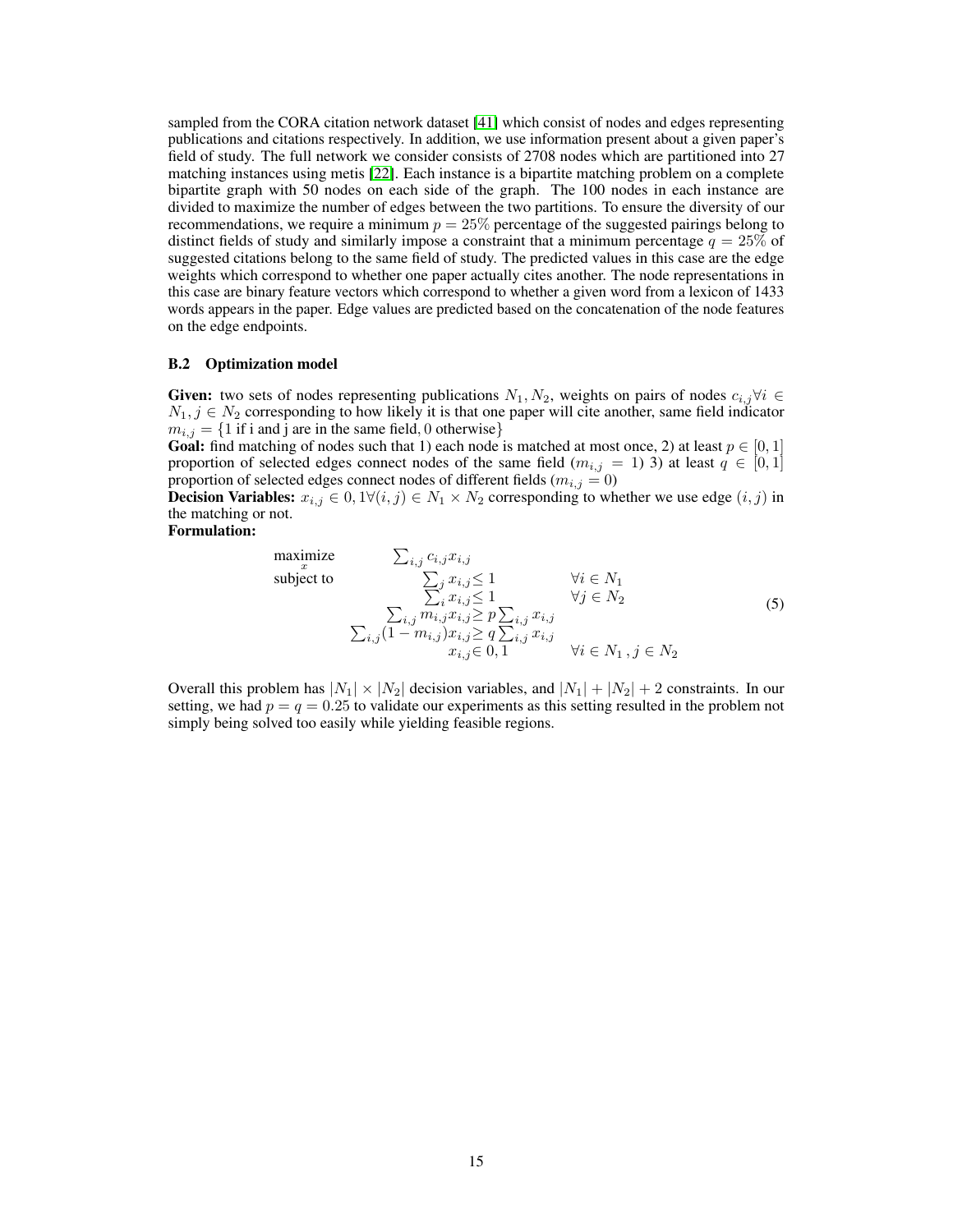sampled from the CORA citation network dataset [41] which consist of nodes and edges representing publications and citations respectively. In addition, we use information present about a given paper's field of study. The full network we consider consists of 2708 nodes which are partitioned into 27 matching instances using metis [22]. Each instance is a bipartite matching problem on a complete bipartite graph with 50 nodes on each side of the graph. The 100 nodes in each instance are divided to maximize the number of edges between the two partitions. To ensure the diversity of our recommendations, we require a minimum $p = 25\%$ percentage of the suggested pairings belong to distinct fields of study and similarly impose a constraint that a minimum percentage $q = 25\%$ of suggested citations belong to the same field of study. The predicted values in this case are the edge weights which correspond to whether one paper actually cites another. The node representations in this case are binary feature vectors which correspond to whether a given word from a lexicon of 1433 words appears in the paper. Edge values are predicted based on the concatenation of the node features on the edge endpoints.

### B.2 Optimization model

**Given:** two sets of nodes representing publications $N_1, N_2$, weights on pairs of nodes $c_{i,j} \forall i \in N_1, j \in N_2$ corresponding to how likely it is that one paper will cite another, same field indicator $m_{i,j} = \{1 \text{ if i and j are in the same field}, 0 \text{ otherwise}\}$

**Goal:** find matching of nodes such that 1) each node is matched at most once, 2) at least $p \in [0, 1]$ proportion of selected edges connect nodes of the same field ($m_{i,j} = 1$) 3) at least $q \in [0, 1]$ proportion of selected edges connect nodes of different fields ($m_{i,j} = 0$)

**Decision Variables:** $x_{i,j} \in 0, 1 \forall (i, j) \in N_1 \times N_2$ corresponding to whether we use edge $(i, j)$ in the matching or not.

**Formulation:**

$$
\begin{aligned}
\underset{x}{\text{maximize}} \quad & \sum_{i,j} c_{i,j} x_{i,j} & \\
\text{subject to} \quad & \sum_j x_{i,j} \leq 1 & \forall i \in N_1 \\
& \sum_i x_{i,j} \leq 1 & \forall j \in N_2 \\
& \sum_{i,j} m_{i,j} x_{i,j} \geq p \sum_{i,j} x_{i,j} & \\
& \sum_{i,j} (1 - m_{i,j}) x_{i,j} \geq q \sum_{i,j} x_{i,j} & \\
& x_{i,j} \in 0, 1 & \forall i \in N_1 \,, j \in N_2
\end{aligned}
\tag{5}
$$

Overall this problem has $|N_1| \times |N_2|$ decision variables, and $|N_1| + |N_2| + 2$ constraints. In our setting, we had $p = q = 0.25$ to validate our experiments as this setting resulted in the problem not simply being solved too easily while yielding feasible regions.